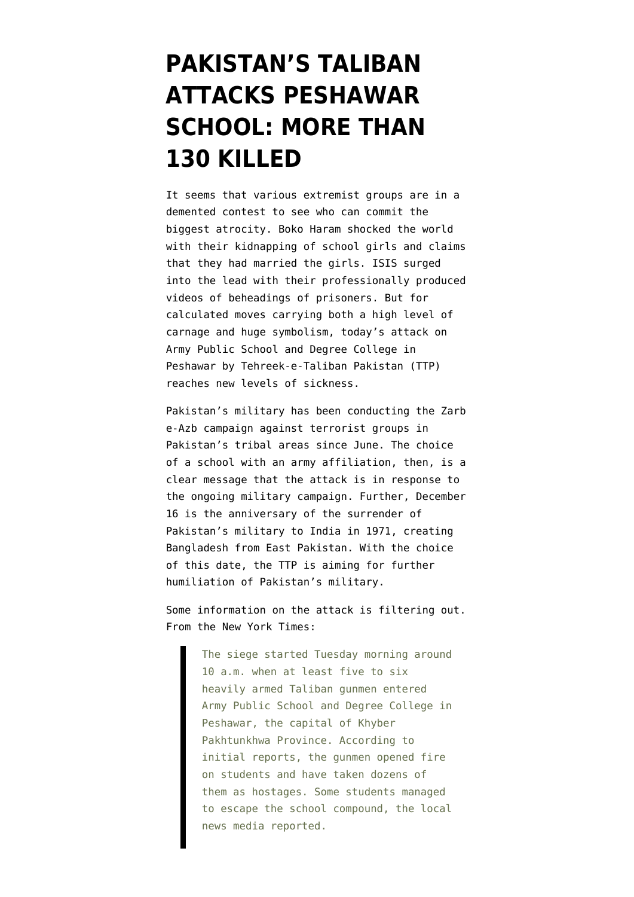# PAKISTAN'S TALIBAN ATTACKS PESHAWAR SCHOOL: MORE THAN 130 KILLED

It seems that various extremist groups are in a demented contest to see who can commit the biggest atrocity. Boko Haram shocked the world with their kidnapping of school girls and claims that they had married the girls. ISIS surged into the lead with their professionally produced videos of beheadings of prisoners. But for calculated moves carrying both a high level of carnage and huge symbolism, today's attack on Army Public School and Degree College in Peshawar by Tehreek-e-Taliban Pakistan (TTP) reaches new levels of sickness.

Pakistan's military has been conducting the Zarb e-Azb campaign against terrorist groups in Pakistan's tribal areas since June. The choice of a school with an army affiliation, then, is a clear message that the attack is in response to the ongoing military campaign. Further, December 16 is the anniversary of the surrender of Pakistan's military to India in 1971, creating Bangladesh from East Pakistan. With the choice of this date, the TTP is aiming for further humiliation of Pakistan's military.

Some information on the attack is filtering out. From the New York Times:

> The siege started Tuesday morning around 10 a.m. when at least five to six heavily armed Taliban gunmen entered Army Public School and Degree College in Peshawar, the capital of Khyber Pakhtunkhwa Province. According to initial reports, the gunmen opened fire on students and have taken dozens of them as hostages. Some students managed to escape the school compound, the local news media reported.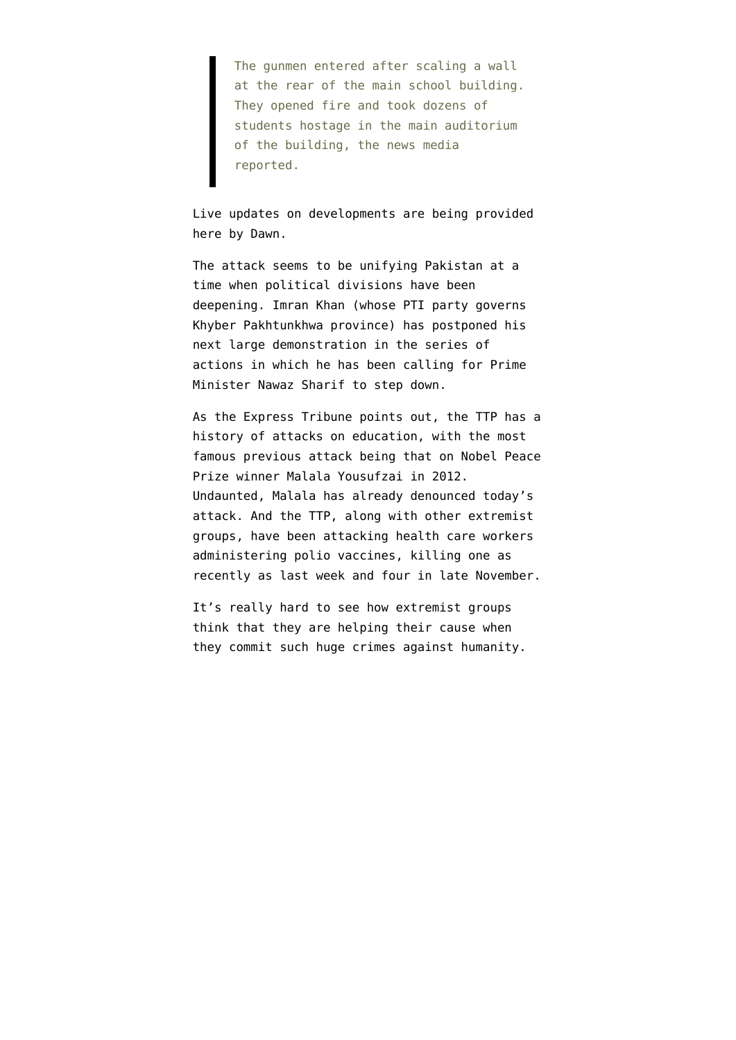> The gunmen entered after scaling a wall at the rear of the main school building. They opened fire and took dozens of students hostage in the main auditorium of the building, the news media reported.

Live updates on developments are being provided here by Dawn.

The attack seems to be unifying Pakistan at a time when political divisions have been deepening. Imran Khan (whose PTI party governs Khyber Pakhtunkhwa province) has postponed his next large demonstration in the series of actions in which he has been calling for Prime Minister Nawaz Sharif to step down.

As the Express Tribune points out, the TTP has a history of attacks on education, with the most famous previous attack being that on Nobel Peace Prize winner Malala Yousufzai in 2012. Undaunted, Malala has already denounced today's attack. And the TTP, along with other extremist groups, have been attacking health care workers administering polio vaccines, killing one as recently as last week and four in late November.

It's really hard to see how extremist groups think that they are helping their cause when they commit such huge crimes against humanity.